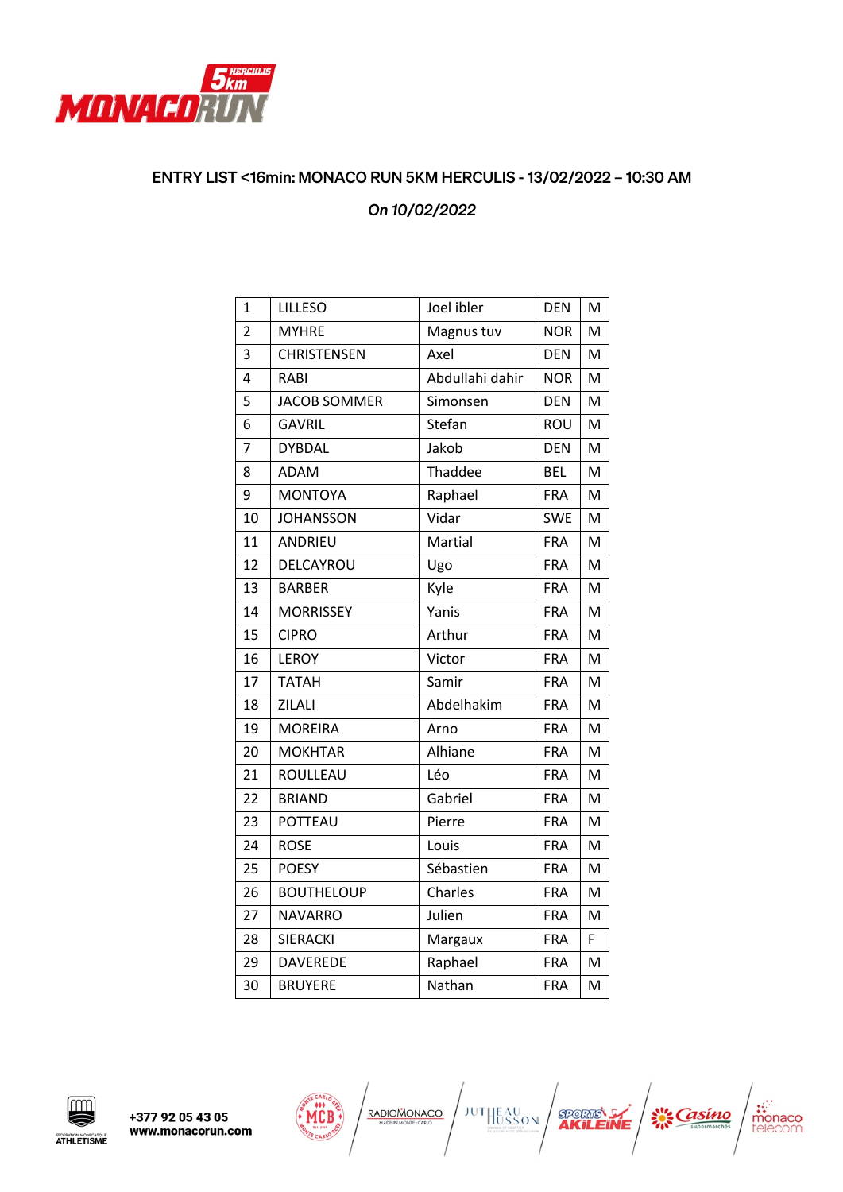## ENTRY LIST <16min: MONACO RUN 5KM HERCULIS - 13/02/2022 – 10:30 AM

*On 10/02/2022*

| | | | | |
|---|---|---|---|---|
| 1 | LILLESO | Joel ibler | DEN | M |
| 2 | MYHRE | Magnus tuv | NOR | M |
| 3 | CHRISTENSEN | Axel | DEN | M |
| 4 | RABI | Abdullahi dahir | NOR | M |
| 5 | JACOB SOMMER | Simonsen | DEN | M |
| 6 | GAVRIL | Stefan | ROU | M |
| 7 | DYBDAL | Jakob | DEN | M |
| 8 | ADAM | Thaddee | BEL | M |
| 9 | MONTOYA | Raphael | FRA | M |
| 10 | JOHANSSON | Vidar | SWE | M |
| 11 | ANDRIEU | Martial | FRA | M |
| 12 | DELCAYROU | Ugo | FRA | M |
| 13 | BARBER | Kyle | FRA | M |
| 14 | MORRISSEY | Yanis | FRA | M |
| 15 | CIPRO | Arthur | FRA | M |
| 16 | LEROY | Victor | FRA | M |
| 17 | TATAH | Samir | FRA | M |
| 18 | ZILALI | Abdelhakim | FRA | M |
| 19 | MOREIRA | Arno | FRA | M |
| 20 | MOKHTAR | Alhiane | FRA | M |
| 21 | ROULLEAU | Léo | FRA | M |
| 22 | BRIAND | Gabriel | FRA | M |
| 23 | POTTEAU | Pierre | FRA | M |
| 24 | ROSE | Louis | FRA | M |
| 25 | POESY | Sébastien | FRA | M |
| 26 | BOUTHELOUP | Charles | FRA | M |
| 27 | NAVARRO | Julien | FRA | M |
| 28 | SIERACKI | Margaux | FRA | F |
| 29 | DAVEREDE | Raphael | FRA | M |
| 30 | BRUYERE | Nathan | FRA | M |

+377 92 05 43 05
www.monacorun.com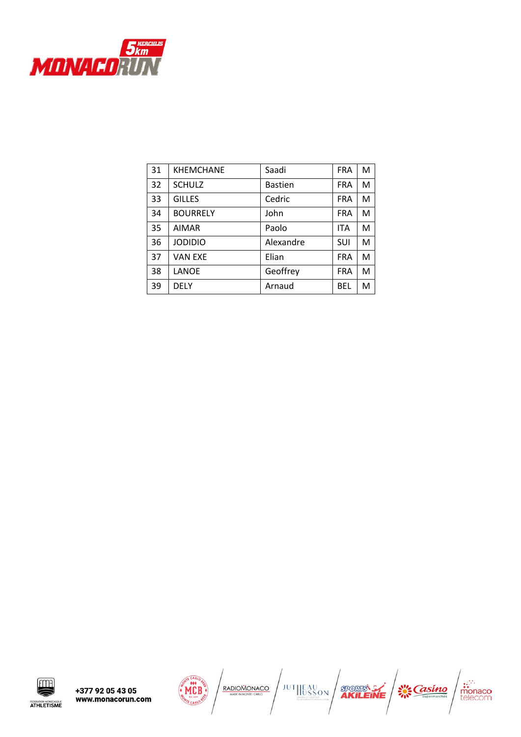| | | | | |
|---|---|---|---|---|
| 31 | KHEMCHANE | Saadi | FRA | M |
| 32 | SCHULZ | Bastien | FRA | M |
| 33 | GILLES | Cedric | FRA | M |
| 34 | BOURRELY | John | FRA | M |
| 35 | AIMAR | Paolo | ITA | M |
| 36 | JODIDIO | Alexandre | SUI | M |
| 37 | VAN EXE | Elian | FRA | M |
| 38 | LANOE | Geoffrey | FRA | M |
| 39 | DELY | Arnaud | BEL | M |

+377 92 05 43 05
www.monacorun.com